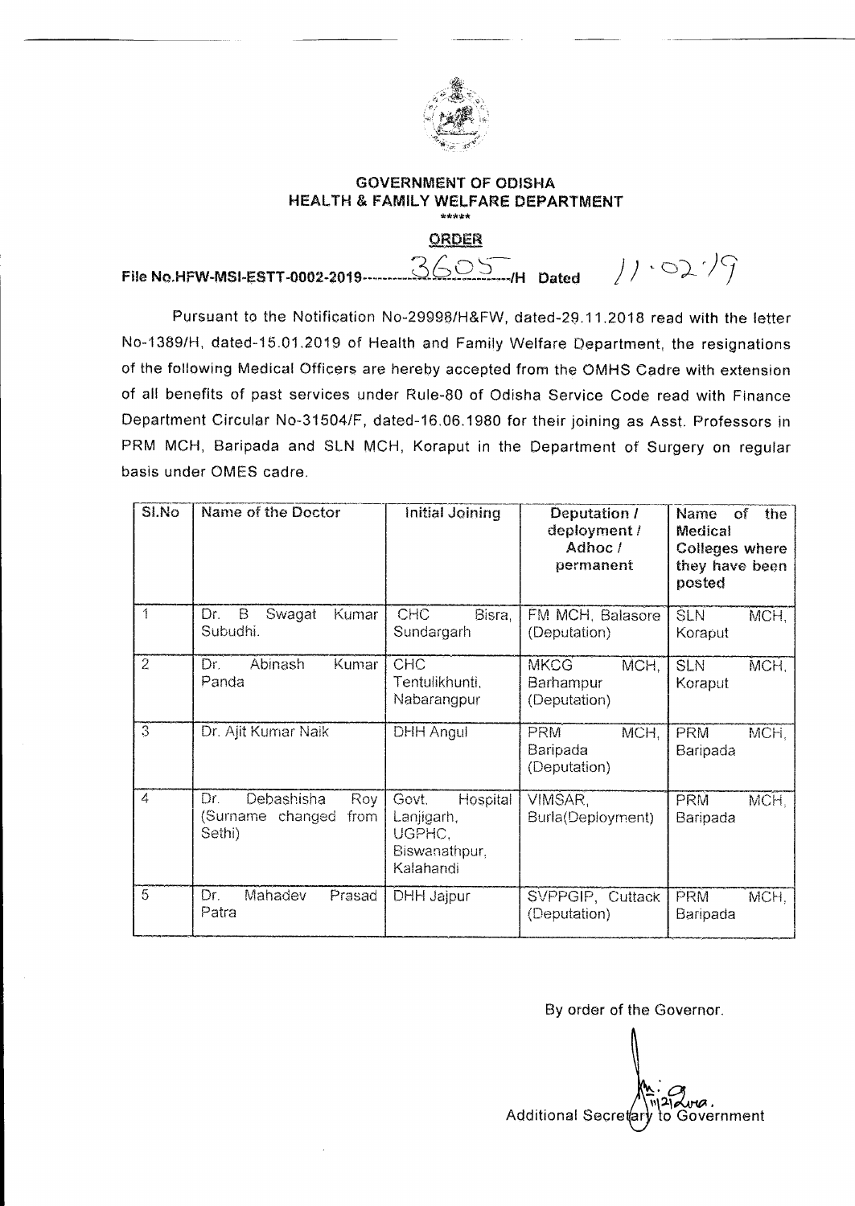**GOVERNMENT OF ODISHA**
**HEALTH & FAMILY WELFARE DEPARTMENT**

\*\*\*\*\*

**ORDER**

**File No.HFW-MSI-ESTT-0002-2019-------3605------/H Dated 11.02.19**

Pursuant to the Notification No-29998/H&FW, dated-29.11.2018 read with the letter No-1389/H, dated-15.01.2019 of Health and Family Welfare Department, the resignations of the following Medical Officers are hereby accepted from the OMHS Cadre with extension of all benefits of past services under Rule-80 of Odisha Service Code read with Finance Department Circular No-31504/F, dated-16.06.1980 for their joining as Asst. Professors in PRM MCH, Baripada and SLN MCH, Koraput in the Department of Surgery on regular basis under OMES cadre.

| Sl.No | Name of the Doctor | Initial Joining | Deputation / deployment / Adhoc / permanent | Name of the Medical Colleges where they have been posted |
|---|---|---|---|---|
| 1 | Dr. B Swagat Kumar Subudhi. | CHC Bisra, Sundargarh | FM MCH, Balasore (Deputation) | SLN MCH, Koraput |
| 2 | Dr. Abinash Kumar Panda | CHC Tentulikhunti, Nabarangpur | MKCG MCH, Barhampur (Deputation) | SLN MCH, Koraput |
| 3 | Dr. Ajit Kumar Naik | DHH Angul | PRM MCH, Baripada (Deputation) | PRM MCH, Baripada |
| 4 | Dr. Debashisha Roy (Surname changed from Sethi) | Govt. Hospital Lanjigarh, UGPHC, Biswanathpur, Kalahandi | VIMSAR, Burla(Deployment) | PRM MCH, Baripada |
| 5 | Dr. Mahadev Prasad Patra | DHH Jajpur | SVPPGIP, Cuttack (Deputation) | PRM MCH, Baripada |

By order of the Governor.

11/2/2019

Additional Secretary to Government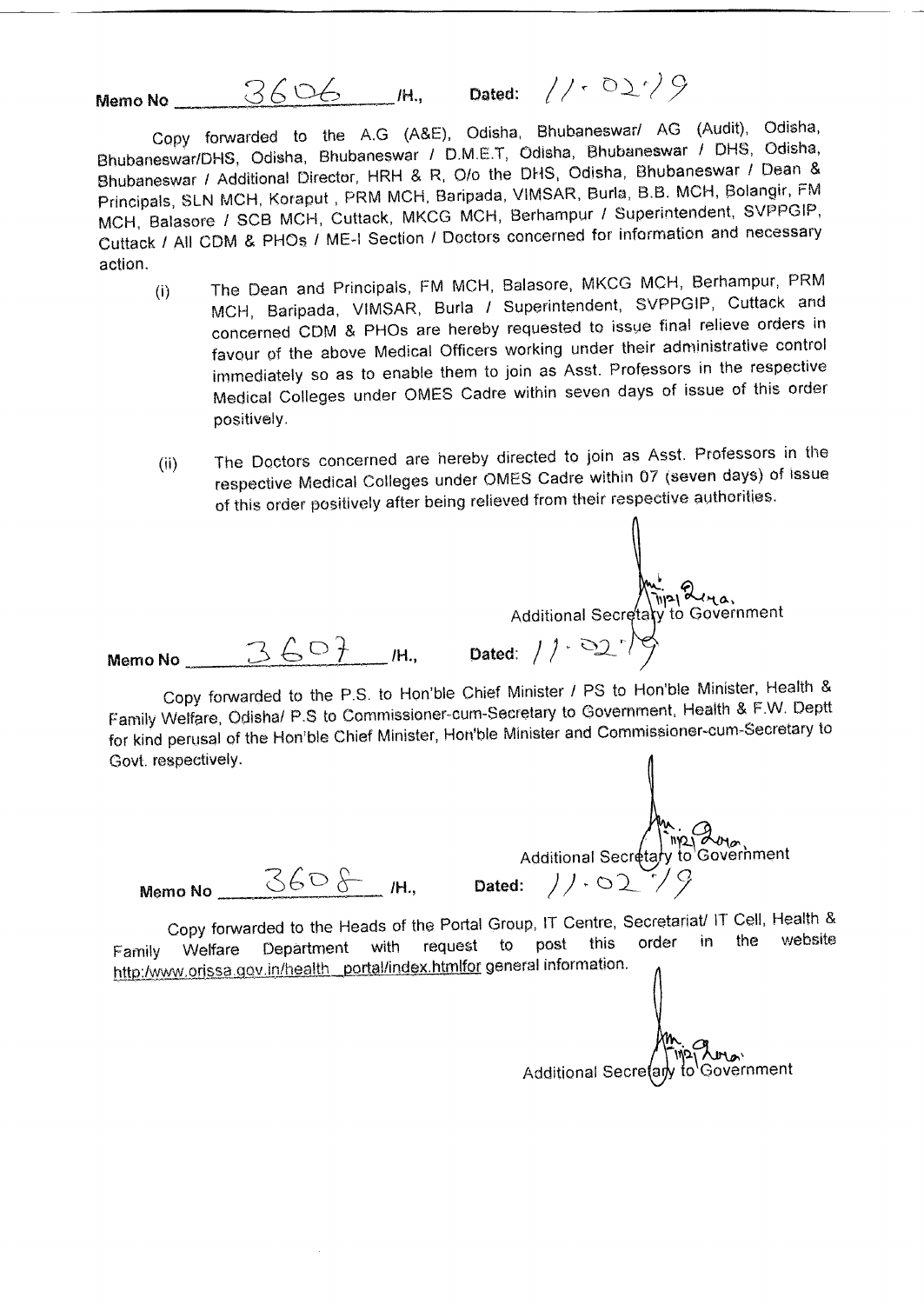Memo No 3606 /H., Dated: 11.02.19

Copy forwarded to the A.G (A&E), Odisha, Bhubaneswar/ AG (Audit), Odisha, Bhubaneswar/DHS, Odisha, Bhubaneswar / D.M.E.T, Odisha, Bhubaneswar / DHS, Odisha, Bhubaneswar / Additional Director, HRH & R, O/o the DHS, Odisha, Bhubaneswar / Dean & Principals, SLN MCH, Koraput , PRM MCH, Baripada, VIMSAR, Burla, B.B. MCH, Bolangir, FM MCH, Balasore / SCB MCH, Cuttack, MKCG MCH, Berhampur / Superintendent, SVPPGIP, Cuttack / All CDM & PHOs / ME-I Section / Doctors concerned for information and necessary action.

(i) The Dean and Principals, FM MCH, Balasore, MKCG MCH, Berhampur, PRM MCH, Baripada, VIMSAR, Burla / Superintendent, SVPPGIP, Cuttack and concerned CDM & PHOs are hereby requested to issue final relieve orders in favour of the above Medical Officers working under their administrative control immediately so as to enable them to join as Asst. Professors in the respective Medical Colleges under OMES Cadre within seven days of issue of this order positively.

(ii) The Doctors concerned are hereby directed to join as Asst. Professors in the respective Medical Colleges under OMES Cadre within 07 (seven days) of issue of this order positively after being relieved from their respective authorities.

Additional Secretary to Government

Memo No 3607 /H., Dated: 11.02.19

Copy forwarded to the P.S. to Hon'ble Chief Minister / PS to Hon'ble Minister, Health & Family Welfare, Odisha/ P.S to Commissioner-cum-Secretary to Government, Health & F.W. Deptt for kind perusal of the Hon'ble Chief Minister, Hon'ble Minister and Commissioner-cum-Secretary to Govt. respectively.

Additional Secretary to Government

Memo No 3608 /H., Dated: 11.02.19

Copy forwarded to the Heads of the Portal Group, IT Centre, Secretariat/ IT Cell, Health & Family Welfare Department with request to post this order in the website http:/www.orissa.gov.in/health_portal/index.htmlfor general information.

Additional Secretary to Government